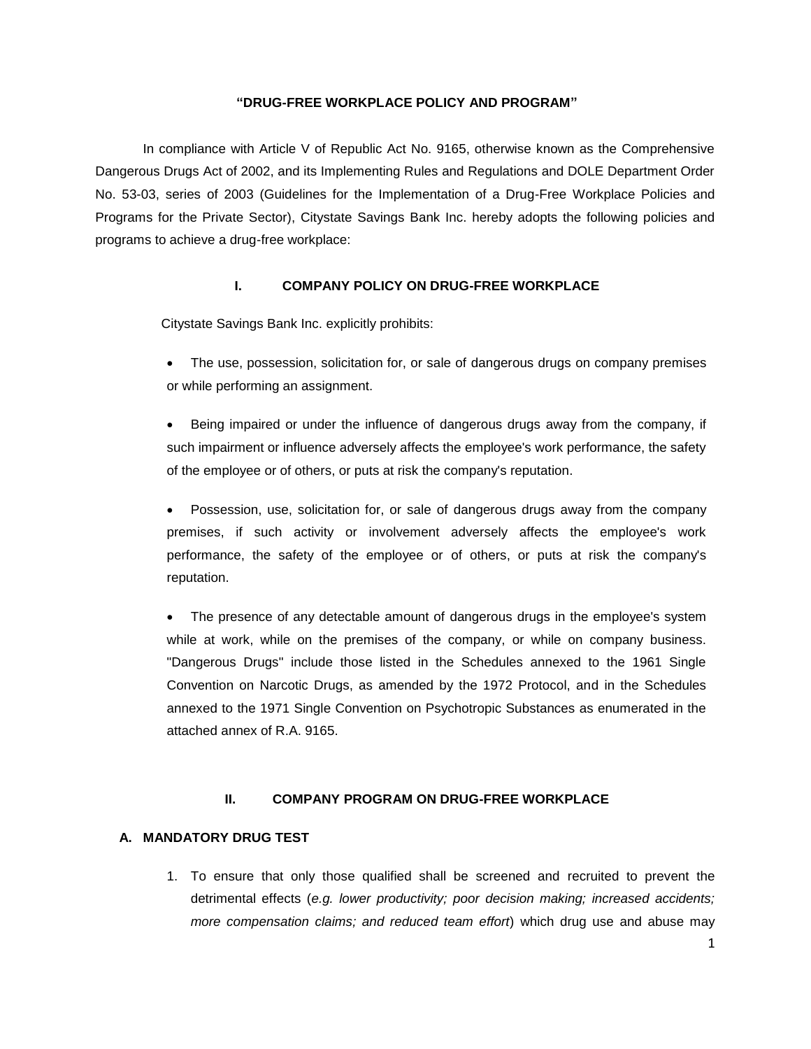# "DRUG-FREE WORKPLACE POLICY AND PROGRAM"

In compliance with Article V of Republic Act No. 9165, otherwise known as the Comprehensive Dangerous Drugs Act of 2002, and its Implementing Rules and Regulations and DOLE Department Order No. 53-03, series of 2003 (Guidelines for the Implementation of a Drug-Free Workplace Policies and Programs for the Private Sector), Citystate Savings Bank Inc. hereby adopts the following policies and programs to achieve a drug-free workplace:

## I. COMPANY POLICY ON DRUG-FREE WORKPLACE

Citystate Savings Bank Inc. explicitly prohibits:

- The use, possession, solicitation for, or sale of dangerous drugs on company premises or while performing an assignment.
- Being impaired or under the influence of dangerous drugs away from the company, if such impairment or influence adversely affects the employee's work performance, the safety of the employee or of others, or puts at risk the company's reputation.
- Possession, use, solicitation for, or sale of dangerous drugs away from the company premises, if such activity or involvement adversely affects the employee's work performance, the safety of the employee or of others, or puts at risk the company's reputation.
- The presence of any detectable amount of dangerous drugs in the employee's system while at work, while on the premises of the company, or while on company business. "Dangerous Drugs" include those listed in the Schedules annexed to the 1961 Single Convention on Narcotic Drugs, as amended by the 1972 Protocol, and in the Schedules annexed to the 1971 Single Convention on Psychotropic Substances as enumerated in the attached annex of R.A. 9165.

## II. COMPANY PROGRAM ON DRUG-FREE WORKPLACE

### A. MANDATORY DRUG TEST

1. To ensure that only those qualified shall be screened and recruited to prevent the detrimental effects (*e.g. lower productivity; poor decision making; increased accidents; more compensation claims; and reduced team effort*) which drug use and abuse may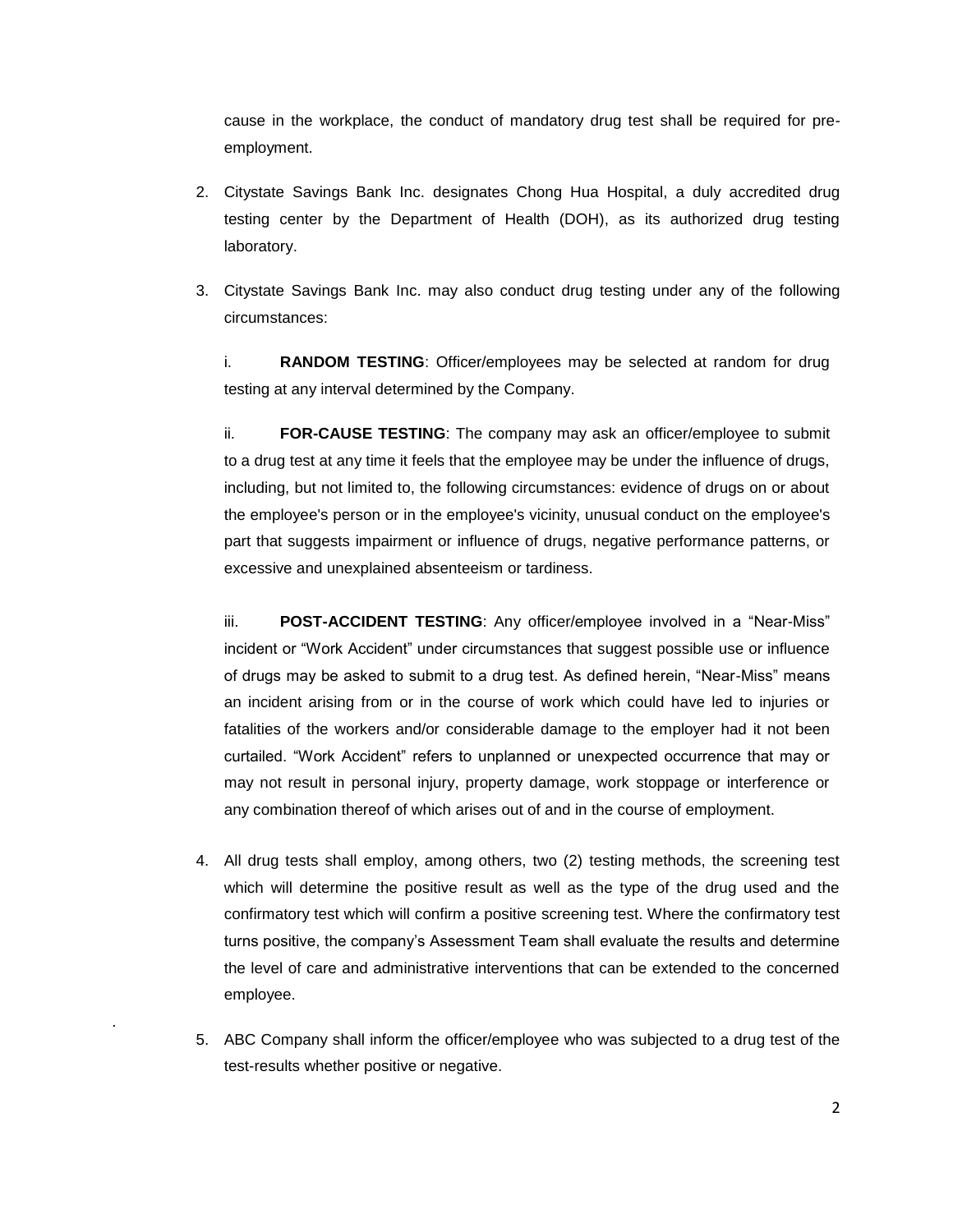cause in the workplace, the conduct of mandatory drug test shall be required for pre-employment.

2. Citystate Savings Bank Inc. designates Chong Hua Hospital, a duly accredited drug testing center by the Department of Health (DOH), as its authorized drug testing laboratory.

3. Citystate Savings Bank Inc. may also conduct drug testing under any of the following circumstances:

   i. **RANDOM TESTING**: Officer/employees may be selected at random for drug testing at any interval determined by the Company.

   ii. **FOR-CAUSE TESTING**: The company may ask an officer/employee to submit to a drug test at any time it feels that the employee may be under the influence of drugs, including, but not limited to, the following circumstances: evidence of drugs on or about the employee's person or in the employee's vicinity, unusual conduct on the employee's part that suggests impairment or influence of drugs, negative performance patterns, or excessive and unexplained absenteeism or tardiness.

   iii. **POST-ACCIDENT TESTING**: Any officer/employee involved in a "Near-Miss" incident or "Work Accident" under circumstances that suggest possible use or influence of drugs may be asked to submit to a drug test. As defined herein, "Near-Miss" means an incident arising from or in the course of work which could have led to injuries or fatalities of the workers and/or considerable damage to the employer had it not been curtailed. "Work Accident" refers to unplanned or unexpected occurrence that may or may not result in personal injury, property damage, work stoppage or interference or any combination thereof of which arises out of and in the course of employment.

4. All drug tests shall employ, among others, two (2) testing methods, the screening test which will determine the positive result as well as the type of the drug used and the confirmatory test which will confirm a positive screening test. Where the confirmatory test turns positive, the company's Assessment Team shall evaluate the results and determine the level of care and administrative interventions that can be extended to the concerned employee.

5. ABC Company shall inform the officer/employee who was subjected to a drug test of the test-results whether positive or negative.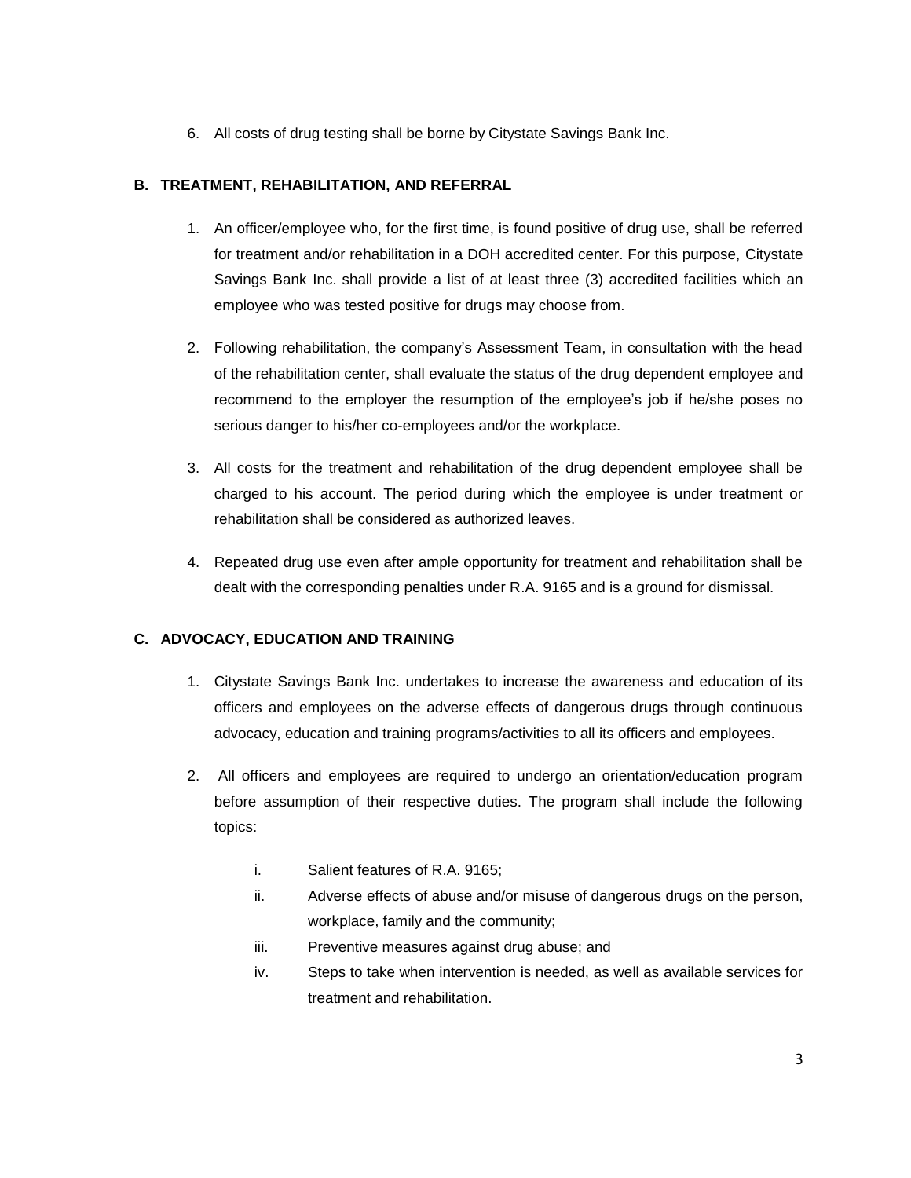6. All costs of drug testing shall be borne by Citystate Savings Bank Inc.

### B. TREATMENT, REHABILITATION, AND REFERRAL

1. An officer/employee who, for the first time, is found positive of drug use, shall be referred for treatment and/or rehabilitation in a DOH accredited center. For this purpose, Citystate Savings Bank Inc. shall provide a list of at least three (3) accredited facilities which an employee who was tested positive for drugs may choose from.

2. Following rehabilitation, the company's Assessment Team, in consultation with the head of the rehabilitation center, shall evaluate the status of the drug dependent employee and recommend to the employer the resumption of the employee's job if he/she poses no serious danger to his/her co-employees and/or the workplace.

3. All costs for the treatment and rehabilitation of the drug dependent employee shall be charged to his account. The period during which the employee is under treatment or rehabilitation shall be considered as authorized leaves.

4. Repeated drug use even after ample opportunity for treatment and rehabilitation shall be dealt with the corresponding penalties under R.A. 9165 and is a ground for dismissal.

### C. ADVOCACY, EDUCATION AND TRAINING

1. Citystate Savings Bank Inc. undertakes to increase the awareness and education of its officers and employees on the adverse effects of dangerous drugs through continuous advocacy, education and training programs/activities to all its officers and employees.

2. All officers and employees are required to undergo an orientation/education program before assumption of their respective duties. The program shall include the following topics:

    i. Salient features of R.A. 9165;
    ii. Adverse effects of abuse and/or misuse of dangerous drugs on the person, workplace, family and the community;
    iii. Preventive measures against drug abuse; and
    iv. Steps to take when intervention is needed, as well as available services for treatment and rehabilitation.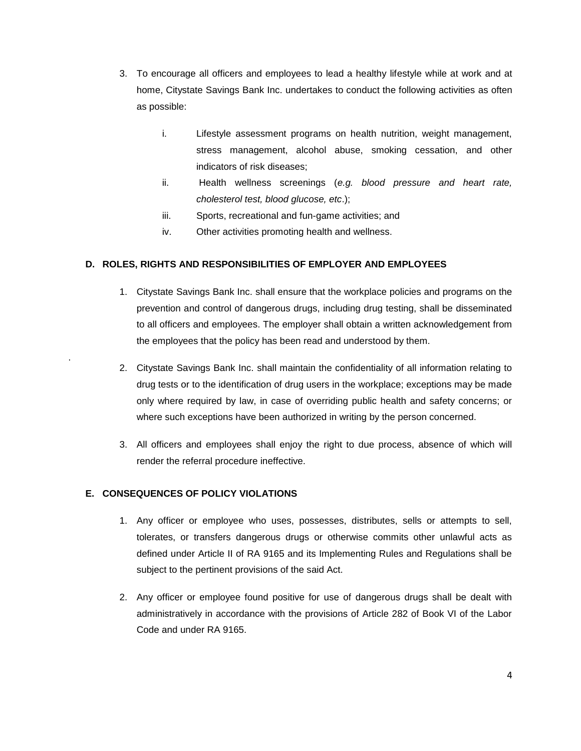3. To encourage all officers and employees to lead a healthy lifestyle while at work and at home, Citystate Savings Bank Inc. undertakes to conduct the following activities as often as possible:

   i. Lifestyle assessment programs on health nutrition, weight management, stress management, alcohol abuse, smoking cessation, and other indicators of risk diseases;
   ii. Health wellness screenings (*e.g. blood pressure and heart rate, cholesterol test, blood glucose, etc*.);
   iii. Sports, recreational and fun-game activities; and
   iv. Other activities promoting health and wellness.

**D. ROLES, RIGHTS AND RESPONSIBILITIES OF EMPLOYER AND EMPLOYEES**

1. Citystate Savings Bank Inc. shall ensure that the workplace policies and programs on the prevention and control of dangerous drugs, including drug testing, shall be disseminated to all officers and employees. The employer shall obtain a written acknowledgement from the employees that the policy has been read and understood by them.

2. Citystate Savings Bank Inc. shall maintain the confidentiality of all information relating to drug tests or to the identification of drug users in the workplace; exceptions may be made only where required by law, in case of overriding public health and safety concerns; or where such exceptions have been authorized in writing by the person concerned.

3. All officers and employees shall enjoy the right to due process, absence of which will render the referral procedure ineffective.

**E. CONSEQUENCES OF POLICY VIOLATIONS**

1. Any officer or employee who uses, possesses, distributes, sells or attempts to sell, tolerates, or transfers dangerous drugs or otherwise commits other unlawful acts as defined under Article II of RA 9165 and its Implementing Rules and Regulations shall be subject to the pertinent provisions of the said Act.

2. Any officer or employee found positive for use of dangerous drugs shall be dealt with administratively in accordance with the provisions of Article 282 of Book VI of the Labor Code and under RA 9165.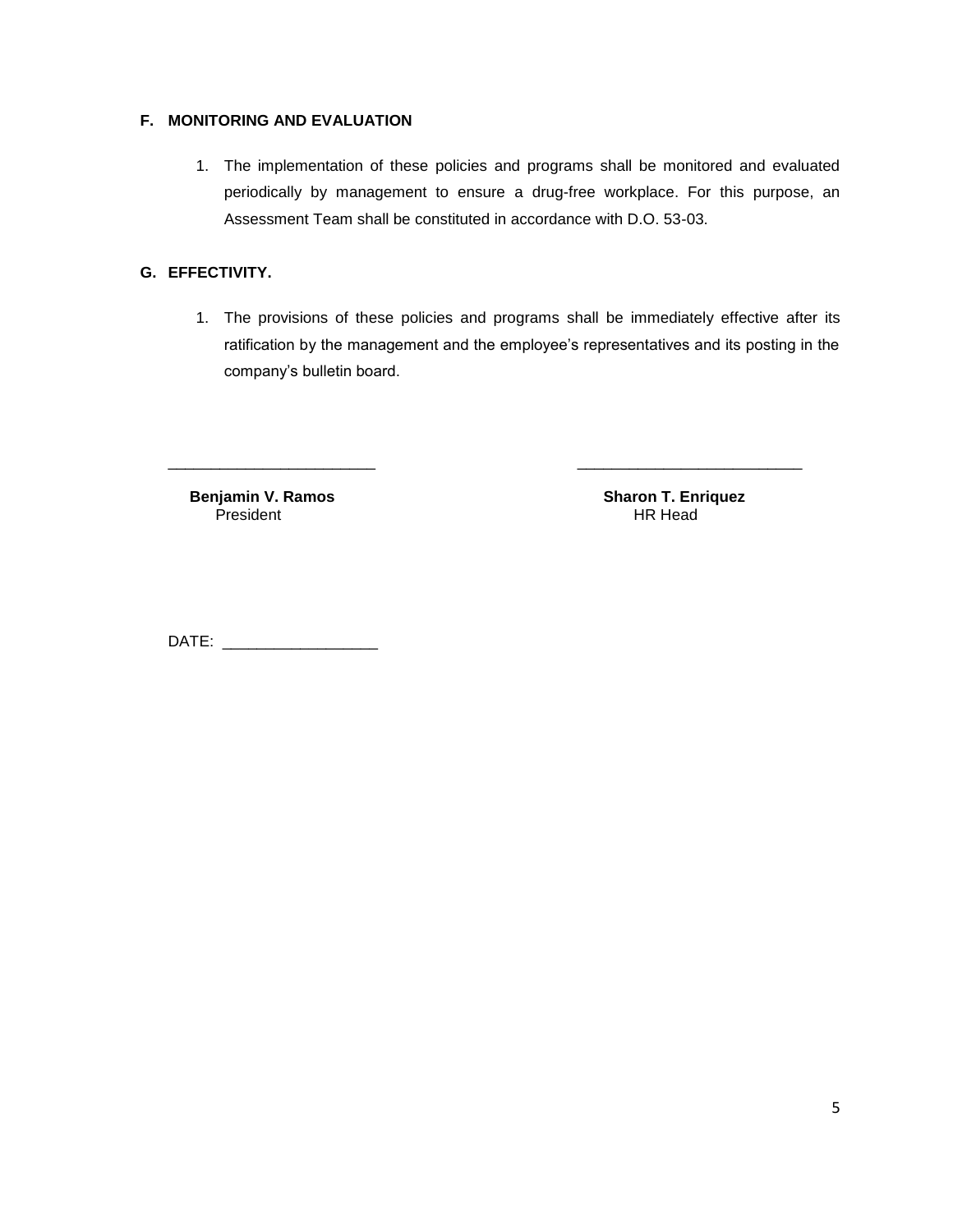### F. MONITORING AND EVALUATION

1. The implementation of these policies and programs shall be monitored and evaluated periodically by management to ensure a drug-free workplace. For this purpose, an Assessment Team shall be constituted in accordance with D.O. 53-03.

### G. EFFECTIVITY.

1. The provisions of these policies and programs shall be immediately effective after its ratification by the management and the employee's representatives and its posting in the company's bulletin board.

________________________

**Benjamin V. Ramos**
President

__________________________

**Sharon T. Enriquez**
HR Head

DATE: _________________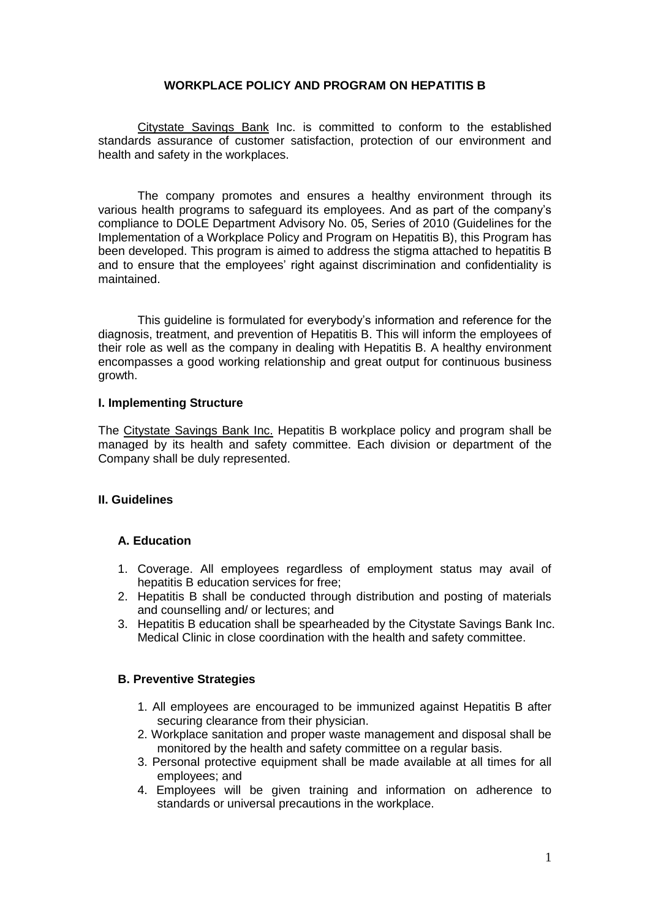# WORKPLACE POLICY AND PROGRAM ON HEPATITIS B

Citystate Savings Bank Inc. is committed to conform to the established standards assurance of customer satisfaction, protection of our environment and health and safety in the workplaces.

The company promotes and ensures a healthy environment through its various health programs to safeguard its employees. And as part of the company's compliance to DOLE Department Advisory No. 05, Series of 2010 (Guidelines for the Implementation of a Workplace Policy and Program on Hepatitis B), this Program has been developed. This program is aimed to address the stigma attached to hepatitis B and to ensure that the employees' right against discrimination and confidentiality is maintained.

This guideline is formulated for everybody's information and reference for the diagnosis, treatment, and prevention of Hepatitis B. This will inform the employees of their role as well as the company in dealing with Hepatitis B. A healthy environment encompasses a good working relationship and great output for continuous business growth.

## I. Implementing Structure

The Citystate Savings Bank Inc. Hepatitis B workplace policy and program shall be managed by its health and safety committee. Each division or department of the Company shall be duly represented.

## II. Guidelines

### A. Education

1. Coverage. All employees regardless of employment status may avail of hepatitis B education services for free;
2. Hepatitis B shall be conducted through distribution and posting of materials and counselling and/ or lectures; and
3. Hepatitis B education shall be spearheaded by the Citystate Savings Bank Inc. Medical Clinic in close coordination with the health and safety committee.

### B. Preventive Strategies

1. All employees are encouraged to be immunized against Hepatitis B after securing clearance from their physician.
2. Workplace sanitation and proper waste management and disposal shall be monitored by the health and safety committee on a regular basis.
3. Personal protective equipment shall be made available at all times for all employees; and
4. Employees will be given training and information on adherence to standards or universal precautions in the workplace.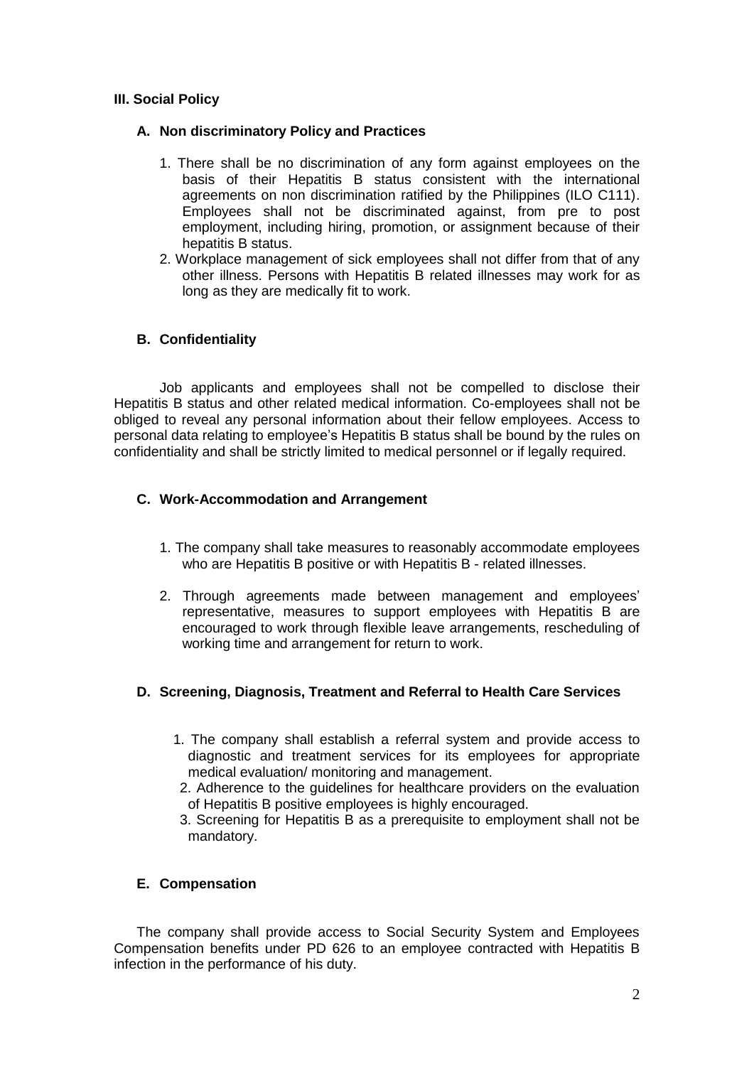## III. Social Policy

### A. Non discriminatory Policy and Practices

1. There shall be no discrimination of any form against employees on the basis of their Hepatitis B status consistent with the international agreements on non discrimination ratified by the Philippines (ILO C111). Employees shall not be discriminated against, from pre to post employment, including hiring, promotion, or assignment because of their hepatitis B status.
2. Workplace management of sick employees shall not differ from that of any other illness. Persons with Hepatitis B related illnesses may work for as long as they are medically fit to work.

### B. Confidentiality

Job applicants and employees shall not be compelled to disclose their Hepatitis B status and other related medical information. Co-employees shall not be obliged to reveal any personal information about their fellow employees. Access to personal data relating to employee's Hepatitis B status shall be bound by the rules on confidentiality and shall be strictly limited to medical personnel or if legally required.

### C. Work-Accommodation and Arrangement

1. The company shall take measures to reasonably accommodate employees who are Hepatitis B positive or with Hepatitis B - related illnesses.
2. Through agreements made between management and employees' representative, measures to support employees with Hepatitis B are encouraged to work through flexible leave arrangements, rescheduling of working time and arrangement for return to work.

### D. Screening, Diagnosis, Treatment and Referral to Health Care Services

1. The company shall establish a referral system and provide access to diagnostic and treatment services for its employees for appropriate medical evaluation/ monitoring and management.
2. Adherence to the guidelines for healthcare providers on the evaluation of Hepatitis B positive employees is highly encouraged.
3. Screening for Hepatitis B as a prerequisite to employment shall not be mandatory.

### E. Compensation

The company shall provide access to Social Security System and Employees Compensation benefits under PD 626 to an employee contracted with Hepatitis B infection in the performance of his duty.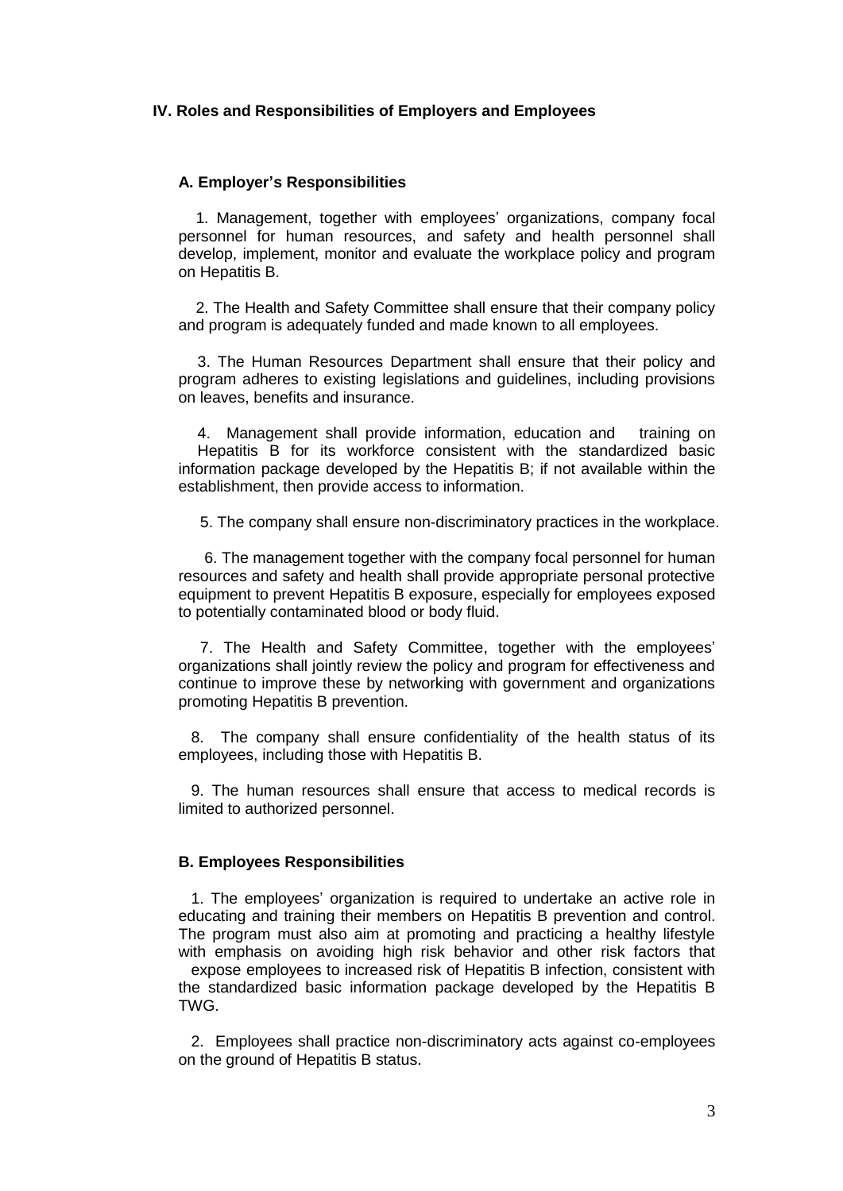## IV. Roles and Responsibilities of Employers and Employees

### A. Employer's Responsibilities

1. Management, together with employees' organizations, company focal personnel for human resources, and safety and health personnel shall develop, implement, monitor and evaluate the workplace policy and program on Hepatitis B.

2. The Health and Safety Committee shall ensure that their company policy and program is adequately funded and made known to all employees.

3. The Human Resources Department shall ensure that their policy and program adheres to existing legislations and guidelines, including provisions on leaves, benefits and insurance.

4. Management shall provide information, education and training on Hepatitis B for its workforce consistent with the standardized basic information package developed by the Hepatitis B; if not available within the establishment, then provide access to information.

5. The company shall ensure non-discriminatory practices in the workplace.

6. The management together with the company focal personnel for human resources and safety and health shall provide appropriate personal protective equipment to prevent Hepatitis B exposure, especially for employees exposed to potentially contaminated blood or body fluid.

7. The Health and Safety Committee, together with the employees' organizations shall jointly review the policy and program for effectiveness and continue to improve these by networking with government and organizations promoting Hepatitis B prevention.

8. The company shall ensure confidentiality of the health status of its employees, including those with Hepatitis B.

9. The human resources shall ensure that access to medical records is limited to authorized personnel.

### B. Employees Responsibilities

1. The employees' organization is required to undertake an active role in educating and training their members on Hepatitis B prevention and control. The program must also aim at promoting and practicing a healthy lifestyle with emphasis on avoiding high risk behavior and other risk factors that expose employees to increased risk of Hepatitis B infection, consistent with the standardized basic information package developed by the Hepatitis B TWG.

2. Employees shall practice non-discriminatory acts against co-employees on the ground of Hepatitis B status.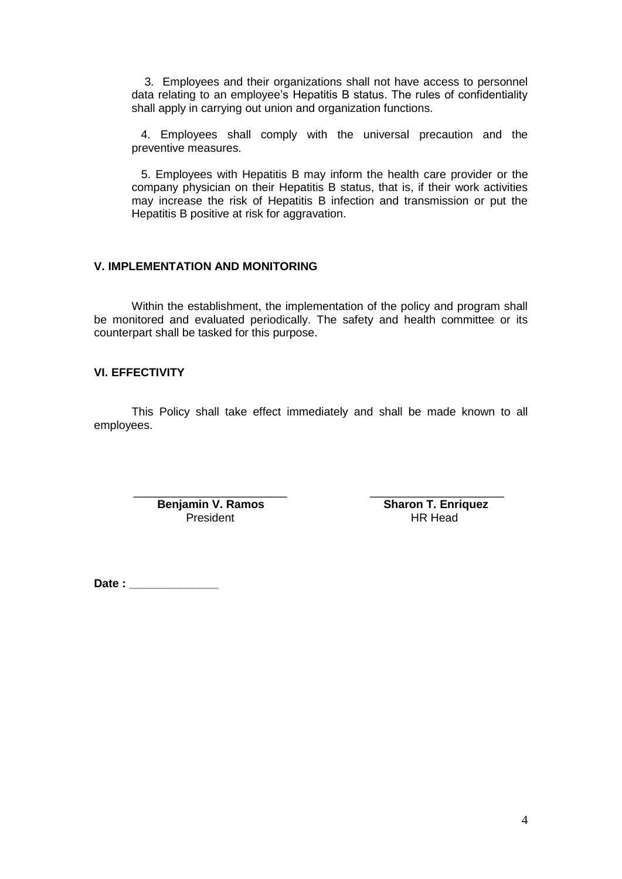3. Employees and their organizations shall not have access to personnel data relating to an employee's Hepatitis B status. The rules of confidentiality shall apply in carrying out union and organization functions.

4. Employees shall comply with the universal precaution and the preventive measures.

5. Employees with Hepatitis B may inform the health care provider or the company physician on their Hepatitis B status, that is, if their work activities may increase the risk of Hepatitis B infection and transmission or put the Hepatitis B positive at risk for aggravation.

## V. IMPLEMENTATION AND MONITORING

Within the establishment, the implementation of the policy and program shall be monitored and evaluated periodically. The safety and health committee or its counterpart shall be tasked for this purpose.

## VI. EFFECTIVITY

This Policy shall take effect immediately and shall be made known to all employees.

| ______________________ | ______________________ |
|---|---|
| **Benjamin V. Ramos** | **Sharon T. Enriquez** |
| President | HR Head |

**Date :** ______________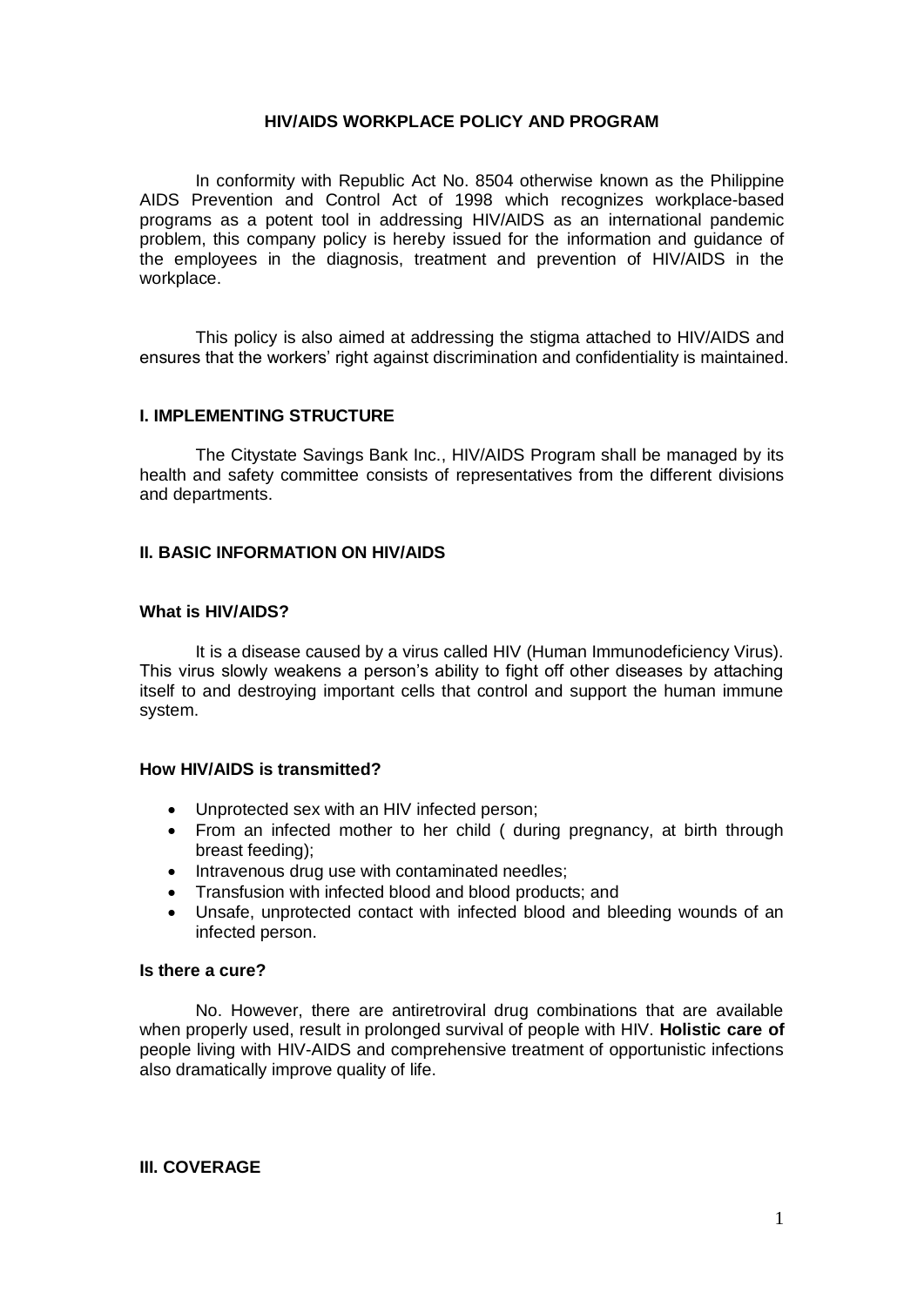# HIV/AIDS WORKPLACE POLICY AND PROGRAM

In conformity with Republic Act No. 8504 otherwise known as the Philippine AIDS Prevention and Control Act of 1998 which recognizes workplace-based programs as a potent tool in addressing HIV/AIDS as an international pandemic problem, this company policy is hereby issued for the information and guidance of the employees in the diagnosis, treatment and prevention of HIV/AIDS in the workplace.

This policy is also aimed at addressing the stigma attached to HIV/AIDS and ensures that the workers' right against discrimination and confidentiality is maintained.

## I. IMPLEMENTING STRUCTURE

The Citystate Savings Bank Inc., HIV/AIDS Program shall be managed by its health and safety committee consists of representatives from the different divisions and departments.

## II. BASIC INFORMATION ON HIV/AIDS

### What is HIV/AIDS?

It is a disease caused by a virus called HIV (Human Immunodeficiency Virus). This virus slowly weakens a person's ability to fight off other diseases by attaching itself to and destroying important cells that control and support the human immune system.

### How HIV/AIDS is transmitted?

- Unprotected sex with an HIV infected person;
- From an infected mother to her child ( during pregnancy, at birth through breast feeding);
- Intravenous drug use with contaminated needles;
- Transfusion with infected blood and blood products; and
- Unsafe, unprotected contact with infected blood and bleeding wounds of an infected person.

### Is there a cure?

No. However, there are antiretroviral drug combinations that are available when properly used, result in prolonged survival of people with HIV. **Holistic care of** people living with HIV-AIDS and comprehensive treatment of opportunistic infections also dramatically improve quality of life.

## III. COVERAGE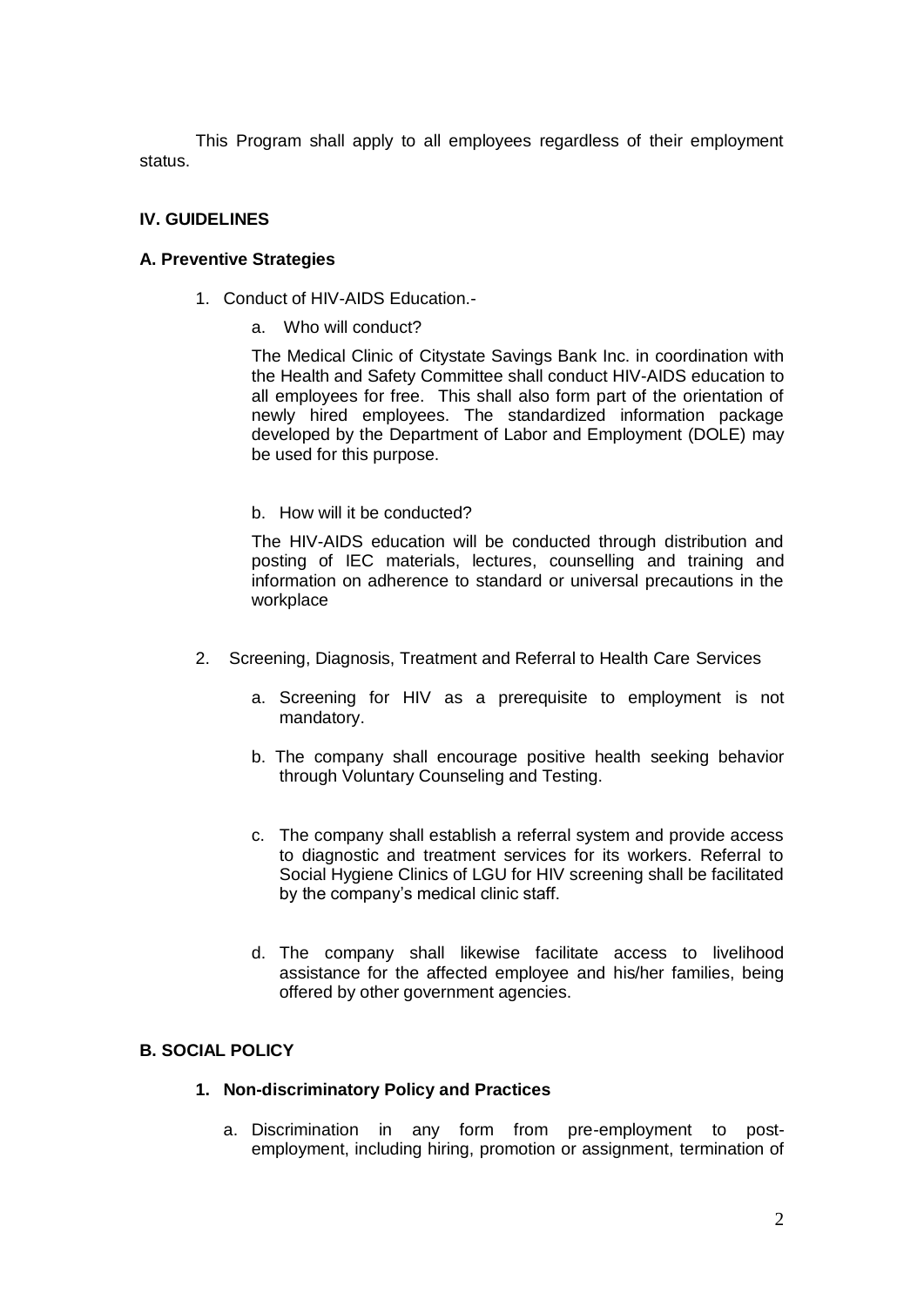This Program shall apply to all employees regardless of their employment status.

## IV. GUIDELINES

### A. Preventive Strategies

1. Conduct of HIV-AIDS Education.-

   a. Who will conduct?

   The Medical Clinic of Citystate Savings Bank Inc. in coordination with the Health and Safety Committee shall conduct HIV-AIDS education to all employees for free. This shall also form part of the orientation of newly hired employees. The standardized information package developed by the Department of Labor and Employment (DOLE) may be used for this purpose.

   b. How will it be conducted?

   The HIV-AIDS education will be conducted through distribution and posting of IEC materials, lectures, counselling and training and information on adherence to standard or universal precautions in the workplace

2. Screening, Diagnosis, Treatment and Referral to Health Care Services

   a. Screening for HIV as a prerequisite to employment is not mandatory.

   b. The company shall encourage positive health seeking behavior through Voluntary Counseling and Testing.

   c. The company shall establish a referral system and provide access to diagnostic and treatment services for its workers. Referral to Social Hygiene Clinics of LGU for HIV screening shall be facilitated by the company's medical clinic staff.

   d. The company shall likewise facilitate access to livelihood assistance for the affected employee and his/her families, being offered by other government agencies.

### B. SOCIAL POLICY

1. **Non-discriminatory Policy and Practices**

   a. Discrimination in any form from pre-employment to post-employment, including hiring, promotion or assignment, termination of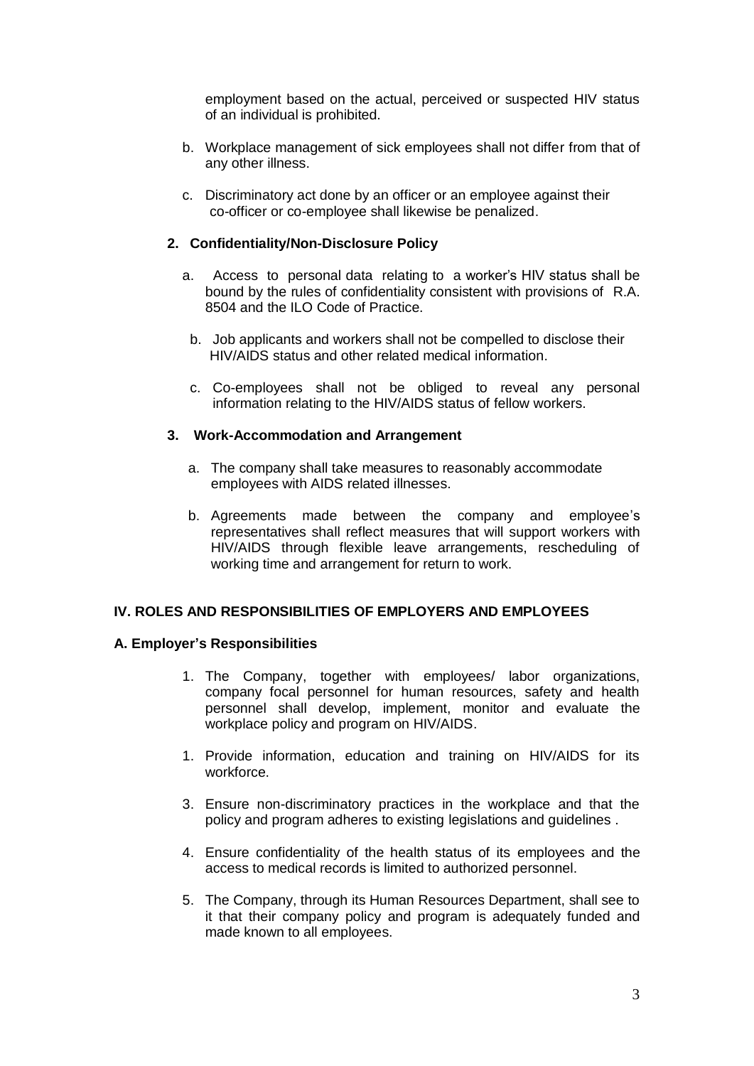employment based on the actual, perceived or suspected HIV status of an individual is prohibited.

b. Workplace management of sick employees shall not differ from that of any other illness.

c. Discriminatory act done by an officer or an employee against their co-officer or co-employee shall likewise be penalized.

**2. Confidentiality/Non-Disclosure Policy**

a. Access to personal data relating to a worker's HIV status shall be bound by the rules of confidentiality consistent with provisions of R.A. 8504 and the ILO Code of Practice.

b. Job applicants and workers shall not be compelled to disclose their HIV/AIDS status and other related medical information.

c. Co-employees shall not be obliged to reveal any personal information relating to the HIV/AIDS status of fellow workers.

**3. Work-Accommodation and Arrangement**

a. The company shall take measures to reasonably accommodate employees with AIDS related illnesses.

b. Agreements made between the company and employee's representatives shall reflect measures that will support workers with HIV/AIDS through flexible leave arrangements, rescheduling of working time and arrangement for return to work.

## IV. ROLES AND RESPONSIBILITIES OF EMPLOYERS AND EMPLOYEES

### A. Employer's Responsibilities

1. The Company, together with employees/ labor organizations, company focal personnel for human resources, safety and health personnel shall develop, implement, monitor and evaluate the workplace policy and program on HIV/AIDS.

1. Provide information, education and training on HIV/AIDS for its workforce.

3. Ensure non-discriminatory practices in the workplace and that the policy and program adheres to existing legislations and guidelines .

4. Ensure confidentiality of the health status of its employees and the access to medical records is limited to authorized personnel.

5. The Company, through its Human Resources Department, shall see to it that their company policy and program is adequately funded and made known to all employees.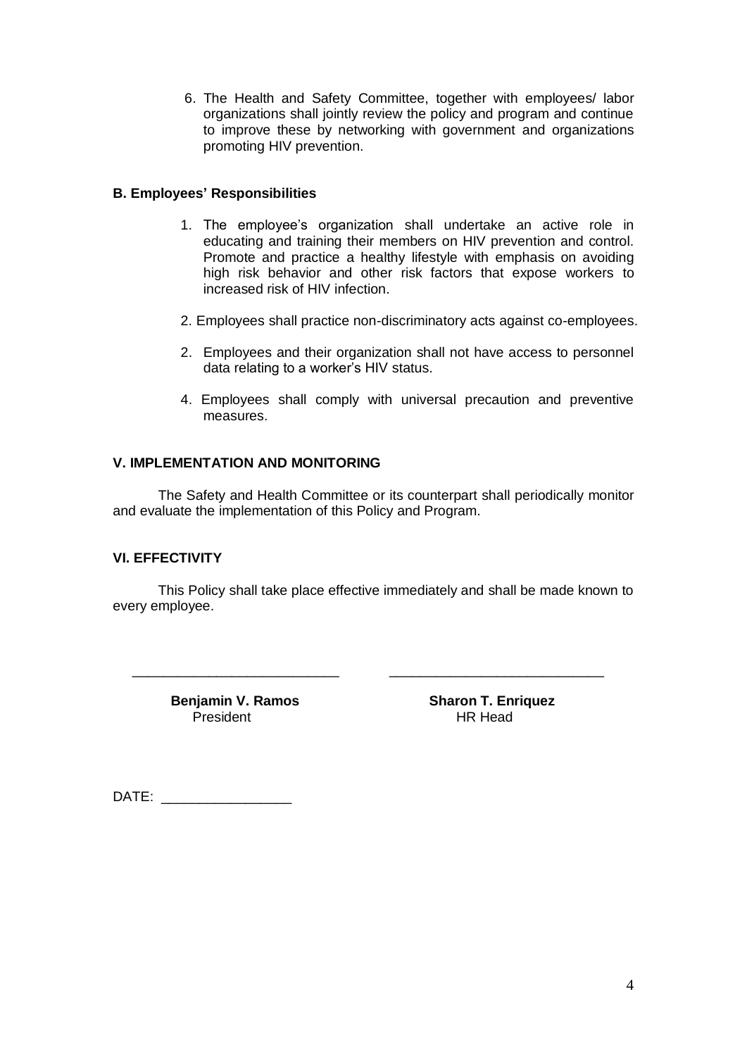6. The Health and Safety Committee, together with employees/ labor organizations shall jointly review the policy and program and continue to improve these by networking with government and organizations promoting HIV prevention.

**B. Employees' Responsibilities**

1. The employee's organization shall undertake an active role in educating and training their members on HIV prevention and control. Promote and practice a healthy lifestyle with emphasis on avoiding high risk behavior and other risk factors that expose workers to increased risk of HIV infection.

2. Employees shall practice non-discriminatory acts against co-employees.

2. Employees and their organization shall not have access to personnel data relating to a worker's HIV status.

4. Employees shall comply with universal precaution and preventive measures.

**V. IMPLEMENTATION AND MONITORING**

The Safety and Health Committee or its counterpart shall periodically monitor and evaluate the implementation of this Policy and Program.

**VI. EFFECTIVITY**

This Policy shall take place effective immediately and shall be made known to every employee.

\_\_\_\_\_\_\_\_\_\_\_\_\_\_\_\_\_\_\_\_\_\_\_\_\_\_\_ \_\_\_\_\_\_\_\_\_\_\_\_\_\_\_\_\_\_\_\_\_\_\_\_\_\_\_\_

**Benjamin V. Ramos**
President

**Sharon T. Enriquez**
HR Head

DATE: \_\_\_\_\_\_\_\_\_\_\_\_\_\_\_\_